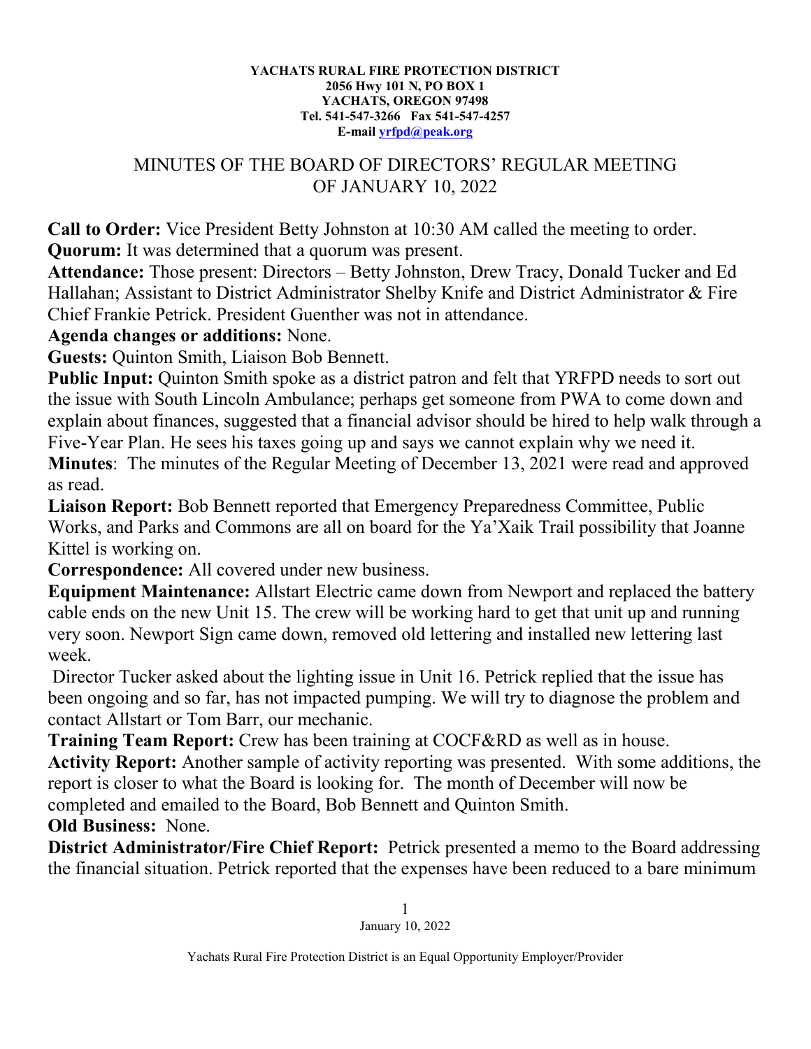**YACHATS RURAL FIRE PROTECTION DISTRICT**
**2056 Hwy 101 N, PO BOX 1**
**YACHATS, OREGON 97498**
**Tel. 541-547-3266 Fax 541-547-4257**
**E-mail yrfpd@peak.org**

# MINUTES OF THE BOARD OF DIRECTORS' REGULAR MEETING OF JANUARY 10, 2022

**Call to Order:** Vice President Betty Johnston at 10:30 AM called the meeting to order.

**Quorum:** It was determined that a quorum was present.

**Attendance:** Those present: Directors – Betty Johnston, Drew Tracy, Donald Tucker and Ed Hallahan; Assistant to District Administrator Shelby Knife and District Administrator & Fire Chief Frankie Petrick. President Guenther was not in attendance.

**Agenda changes or additions:** None.

**Guests:** Quinton Smith, Liaison Bob Bennett.

**Public Input:** Quinton Smith spoke as a district patron and felt that YRFPD needs to sort out the issue with South Lincoln Ambulance; perhaps get someone from PWA to come down and explain about finances, suggested that a financial advisor should be hired to help walk through a Five-Year Plan. He sees his taxes going up and says we cannot explain why we need it.

**Minutes**: The minutes of the Regular Meeting of December 13, 2021 were read and approved as read.

**Liaison Report:** Bob Bennett reported that Emergency Preparedness Committee, Public Works, and Parks and Commons are all on board for the Ya'Xaik Trail possibility that Joanne Kittel is working on.

**Correspondence:** All covered under new business.

**Equipment Maintenance:** Allstart Electric came down from Newport and replaced the battery cable ends on the new Unit 15. The crew will be working hard to get that unit up and running very soon. Newport Sign came down, removed old lettering and installed new lettering last week.

Director Tucker asked about the lighting issue in Unit 16. Petrick replied that the issue has been ongoing and so far, has not impacted pumping. We will try to diagnose the problem and contact Allstart or Tom Barr, our mechanic.

**Training Team Report:** Crew has been training at COCF&RD as well as in house.

**Activity Report:** Another sample of activity reporting was presented. With some additions, the report is closer to what the Board is looking for. The month of December will now be completed and emailed to the Board, Bob Bennett and Quinton Smith.

**Old Business:** None.

**District Administrator/Fire Chief Report:** Petrick presented a memo to the Board addressing the financial situation. Petrick reported that the expenses have been reduced to a bare minimum

Yachats Rural Fire Protection District is an Equal Opportunity Employer/Provider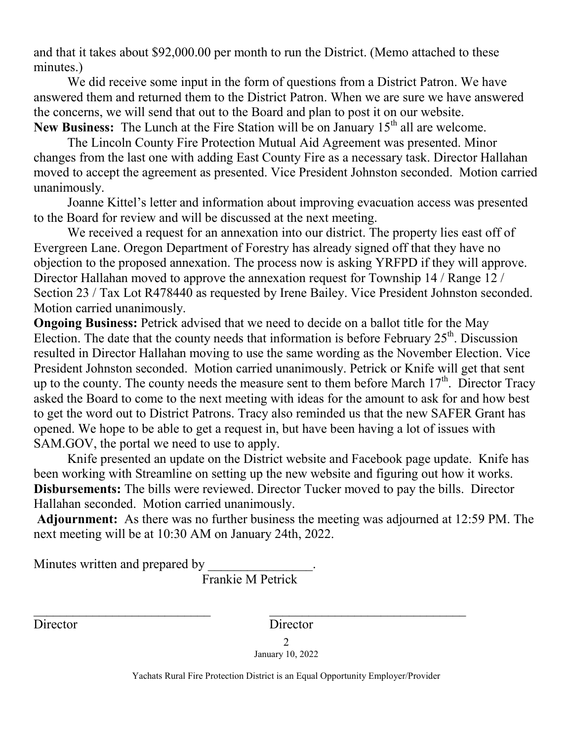and that it takes about $92,000.00 per month to run the District. (Memo attached to these minutes.)

We did receive some input in the form of questions from a District Patron. We have answered them and returned them to the District Patron. When we are sure we have answered the concerns, we will send that out to the Board and plan to post it on our website.

**New Business:** The Lunch at the Fire Station will be on January 15th all are welcome.

The Lincoln County Fire Protection Mutual Aid Agreement was presented. Minor changes from the last one with adding East County Fire as a necessary task. Director Hallahan moved to accept the agreement as presented. Vice President Johnston seconded. Motion carried unanimously.

Joanne Kittel's letter and information about improving evacuation access was presented to the Board for review and will be discussed at the next meeting.

We received a request for an annexation into our district. The property lies east off of Evergreen Lane. Oregon Department of Forestry has already signed off that they have no objection to the proposed annexation. The process now is asking YRFPD if they will approve. Director Hallahan moved to approve the annexation request for Township 14 / Range 12 / Section 23 / Tax Lot R478440 as requested by Irene Bailey. Vice President Johnston seconded. Motion carried unanimously.

**Ongoing Business:** Petrick advised that we need to decide on a ballot title for the May Election. The date that the county needs that information is before February 25th. Discussion resulted in Director Hallahan moving to use the same wording as the November Election. Vice President Johnston seconded. Motion carried unanimously. Petrick or Knife will get that sent up to the county. The county needs the measure sent to them before March 17th. Director Tracy asked the Board to come to the next meeting with ideas for the amount to ask for and how best to get the word out to District Patrons. Tracy also reminded us that the new SAFER Grant has opened. We hope to be able to get a request in, but have been having a lot of issues with SAM.GOV, the portal we need to use to apply.

Knife presented an update on the District website and Facebook page update. Knife has been working with Streamline on setting up the new website and figuring out how it works.

**Disbursements:** The bills were reviewed. Director Tucker moved to pay the bills. Director Hallahan seconded. Motion carried unanimously.

**Adjournment:** As there was no further business the meeting was adjourned at 12:59 PM. The next meeting will be at 10:30 AM on January 24th, 2022.

Minutes written and prepared by ________________.
Frankie M Petrick

____________________________ ________________________________
Director Director

January 10, 2022

Yachats Rural Fire Protection District is an Equal Opportunity Employer/Provider